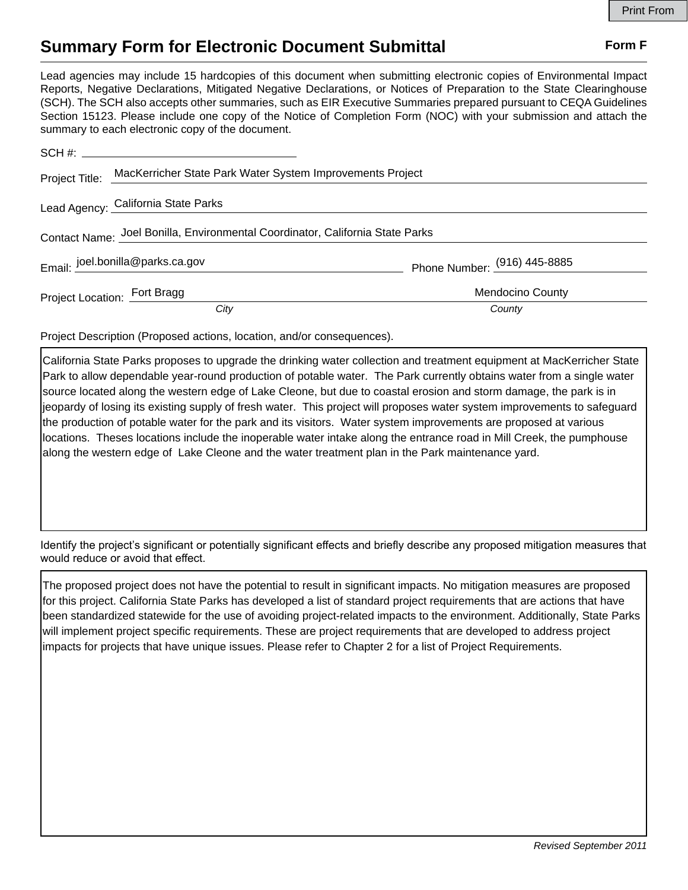Print From

# Summary Form for Electronic Document Submittal

**Form F**

Lead agencies may include 15 hardcopies of this document when submitting electronic copies of Environmental Impact Reports, Negative Declarations, Mitigated Negative Declarations, or Notices of Preparation to the State Clearinghouse (SCH). The SCH also accepts other summaries, such as EIR Executive Summaries prepared pursuant to CEQA Guidelines Section 15123. Please include one copy of the Notice of Completion Form (NOC) with your submission and attach the summary to each electronic copy of the document.

SCH #: 

Project Title: MacKerricher State Park Water System Improvements Project

Lead Agency: California State Parks

Contact Name: Joel Bonilla, Environmental Coordinator, California State Parks

Email: joel.bonilla@parks.ca.gov  Phone Number: (916) 445-8885

Project Location: Fort Bragg (*City*)  Mendocino County (*County*)

Project Description (Proposed actions, location, and/or consequences).

California State Parks proposes to upgrade the drinking water collection and treatment equipment at MacKerricher State Park to allow dependable year-round production of potable water.  The Park currently obtains water from a single water source located along the western edge of Lake Cleone, but due to coastal erosion and storm damage, the park is in jeopardy of losing its existing supply of fresh water.  This project will proposes water system improvements to safeguard the production of potable water for the park and its visitors.  Water system improvements are proposed at various locations.  Theses locations include the inoperable water intake along the entrance road in Mill Creek, the pumphouse along the western edge of  Lake Cleone and the water treatment plan in the Park maintenance yard.

Identify the project's significant or potentially significant effects and briefly describe any proposed mitigation measures that would reduce or avoid that effect.

The proposed project does not have the potential to result in significant impacts. No mitigation measures are proposed for this project. California State Parks has developed a list of standard project requirements that are actions that have been standardized statewide for the use of avoiding project-related impacts to the environment. Additionally, State Parks will implement project specific requirements. These are project requirements that are developed to address project impacts for projects that have unique issues. Please refer to Chapter 2 for a list of Project Requirements.

*Revised September 2011*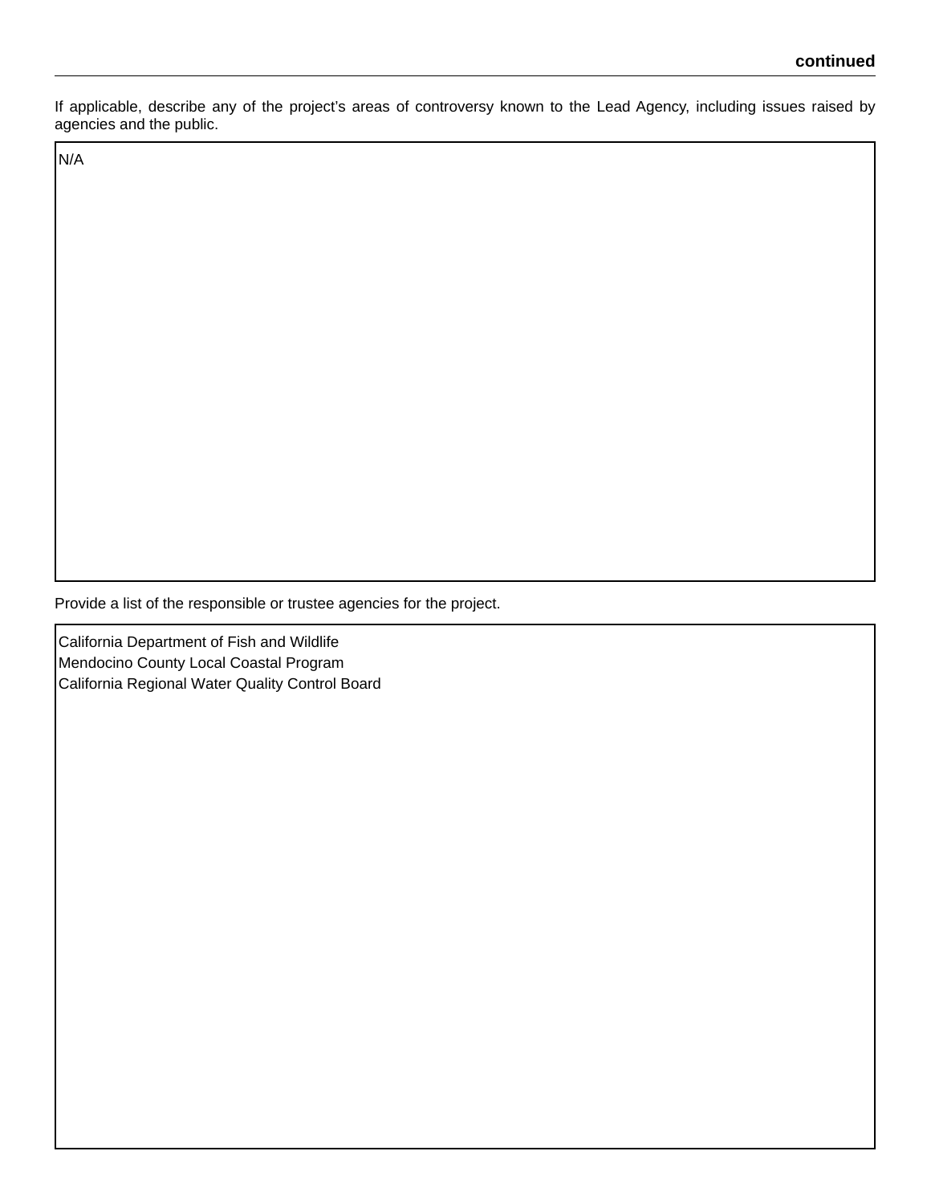**continued**

If applicable, describe any of the project's areas of controversy known to the Lead Agency, including issues raised by agencies and the public.

N/A

Provide a list of the responsible or trustee agencies for the project.

California Department of Fish and Wildlife
Mendocino County Local Coastal Program
California Regional Water Quality Control Board